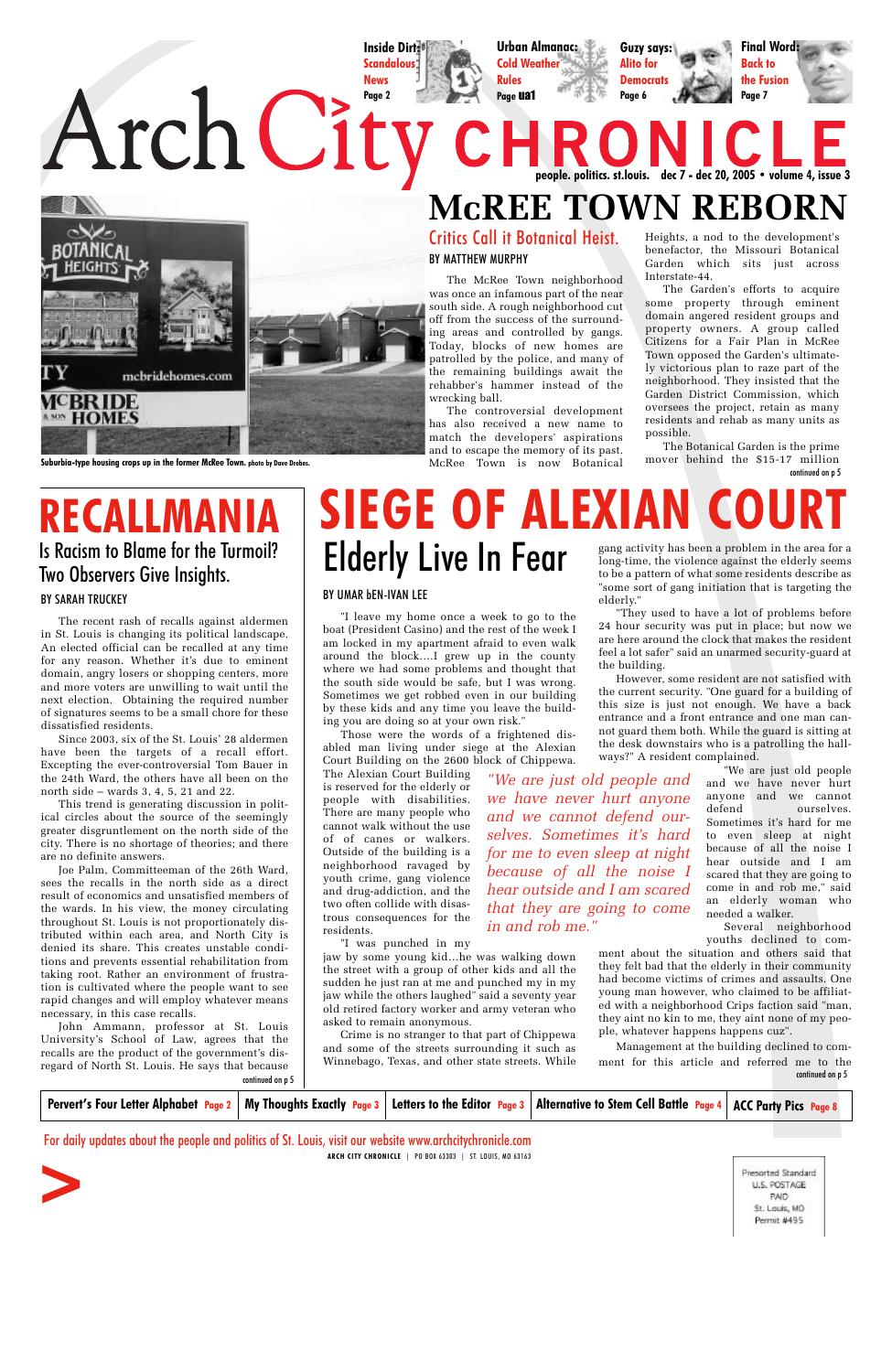Inside Dirt: Scandalous News Page 2

Urban Almanac: Cold Weather Rules Page ua1

Guzy says: Alito for Democrats Page 6

Final Word: Back to the Fusion Page 7

# Arch City CHRONICLE

people. politics. st.louis. dec 7 - dec 20, 2005 • volume 4, issue 3

Suburbia-type housing crops up in the former McRee Town. photo by Dave Drebes.

# McREE TOWN REBORN

## Critics Call it Botanical Heist.

BY MATTHEW MURPHY

The McRee Town neighborhood was once an infamous part of the near south side. A rough neighborhood cut off from the success of the surrounding areas and controlled by gangs. Today, blocks of new homes are patrolled by the police, and many of the remaining buildings await the rehabber's hammer instead of the wrecking ball.

The controversial development has also received a new name to match the developers' aspirations and to escape the memory of its past. McRee Town is now Botanical Heights, a nod to the development's benefactor, the Missouri Botanical Garden which sits just across Interstate-44.

The Garden's efforts to acquire some property through eminent domain angered resident groups and property owners. A group called Citizens for a Fair Plan in McRee Town opposed the Garden's ultimately victorious plan to raze part of the neighborhood. They insisted that the Garden District Commission, which oversees the project, retain as many residents and rehab as many units as possible.

The Botanical Garden is the prime mover behind the $15-17 million

continued on p 5

# RECALLMANIA

## Is Racism to Blame for the Turmoil? Two Observers Give Insights.

BY SARAH TRUCKEY

The recent rash of recalls against aldermen in St. Louis is changing its political landscape. An elected official can be recalled at any time for any reason. Whether it's due to eminent domain, angry losers or shopping centers, more and more voters are unwilling to wait until the next election. Obtaining the required number of signatures seems to be a small chore for these dissatisfied residents.

Since 2003, six of the St. Louis' 28 aldermen have been the targets of a recall effort. Excepting the ever-controversial Tom Bauer in the 24th Ward, the others have all been on the north side – wards 3, 4, 5, 21 and 22.

This trend is generating discussion in political circles about the source of the seemingly greater disgruntlement on the north side of the city. There is no shortage of theories; and there are no definite answers.

Joe Palm, Committeeman of the 26th Ward, sees the recalls in the north side as a direct result of economics and unsatisfied members of the wards. In his view, the money circulating throughout St. Louis is not proportionately distributed within each area, and North City is denied its share. This creates unstable conditions and prevents essential rehabilitation from taking root. Rather an environment of frustration is cultivated where the people want to see rapid changes and will employ whatever means necessary, in this case recalls.

John Ammann, professor at St. Louis University's School of Law, agrees that the recalls are the product of the government's disregard of North St. Louis. He says that because

continued on p 5

# SIEGE OF ALEXIAN COURT

## Elderly Live In Fear

BY UMAR bEN-IVAN LEE

"I leave my home once a week to go to the boat (President Casino) and the rest of the week I am locked in my apartment afraid to even walk around the block....I grew up in the county where we had some problems and thought that the south side would be safe, but I was wrong. Sometimes we get robbed even in our building by these kids and any time you leave the building you are doing so at your own risk."

Those were the words of a frightened disabled man living under siege at the Alexian Court Building on the 2600 block of Chippewa. The Alexian Court Building is reserved for the elderly or people with disabilities. There are many people who cannot walk without the use of of canes or walkers. Outside of the building is a neighborhood ravaged by youth crime, gang violence and drug-addiction, and the two often collide with disastrous consequences for the residents.

*"We are just old people and we have never hurt anyone and we cannot defend ourselves. Sometimes it's hard for me to even sleep at night because of all the noise I hear outside and I am scared that they are going to come in and rob me."*

"I was punched in my jaw by some young kid...he was walking down the street with a group of other kids and all the sudden he just ran at me and punched my in my jaw while the others laughed" said a seventy year old retired factory worker and army veteran who asked to remain anonymous.

Crime is no stranger to that part of Chippewa and some of the streets surrounding it such as Winnebago, Texas, and other state streets. While gang activity has been a problem in the area for a long-time, the violence against the elderly seems to be a pattern of what some residents describe as "some sort of gang initiation that is targeting the elderly."

"They used to have a lot of problems before 24 hour security was put in place; but now we are here around the clock that makes the resident feel a lot safer" said an unarmed security-guard at the building.

However, some resident are not satisfied with the current security. "One guard for a building of this size is just not enough. We have a back entrance and a front entrance and one man cannot guard them both. While the guard is sitting at the desk downstairs who is a patrolling the hallways?" A resident complained.

"We are just old people and we have never hurt anyone and we cannot defend ourselves. Sometimes it's hard for me to even sleep at night because of all the noise I hear outside and I am scared that they are going to come in and rob me," said an elderly woman who needed a walker.

Several neighborhood youths declined to comment about the situation and others said that they felt bad that the elderly in their community had become victims of crimes and assaults. One young man however, who claimed to be affiliated with a neighborhood Crips faction said "man, they aint no kin to me, they aint none of my people, whatever happens happens cuz".

Management at the building declined to comment for this article and referred me to the

continued on p 5

Pervert's Four Letter Alphabet Page 2 | My Thoughts Exactly Page 3 | Letters to the Editor Page 3 | Alternative to Stem Cell Battle Page 4 | ACC Party Pics Page 8

For daily updates about the people and politics of St. Louis, visit our website www.archcitychronicle.com

ARCH CITY CHRONICLE | PO BOX 63303 | ST. LOUIS, MO 63163

Presorted Standard
U.S. POSTAGE
PAID
St. Louis, MO
Permit #495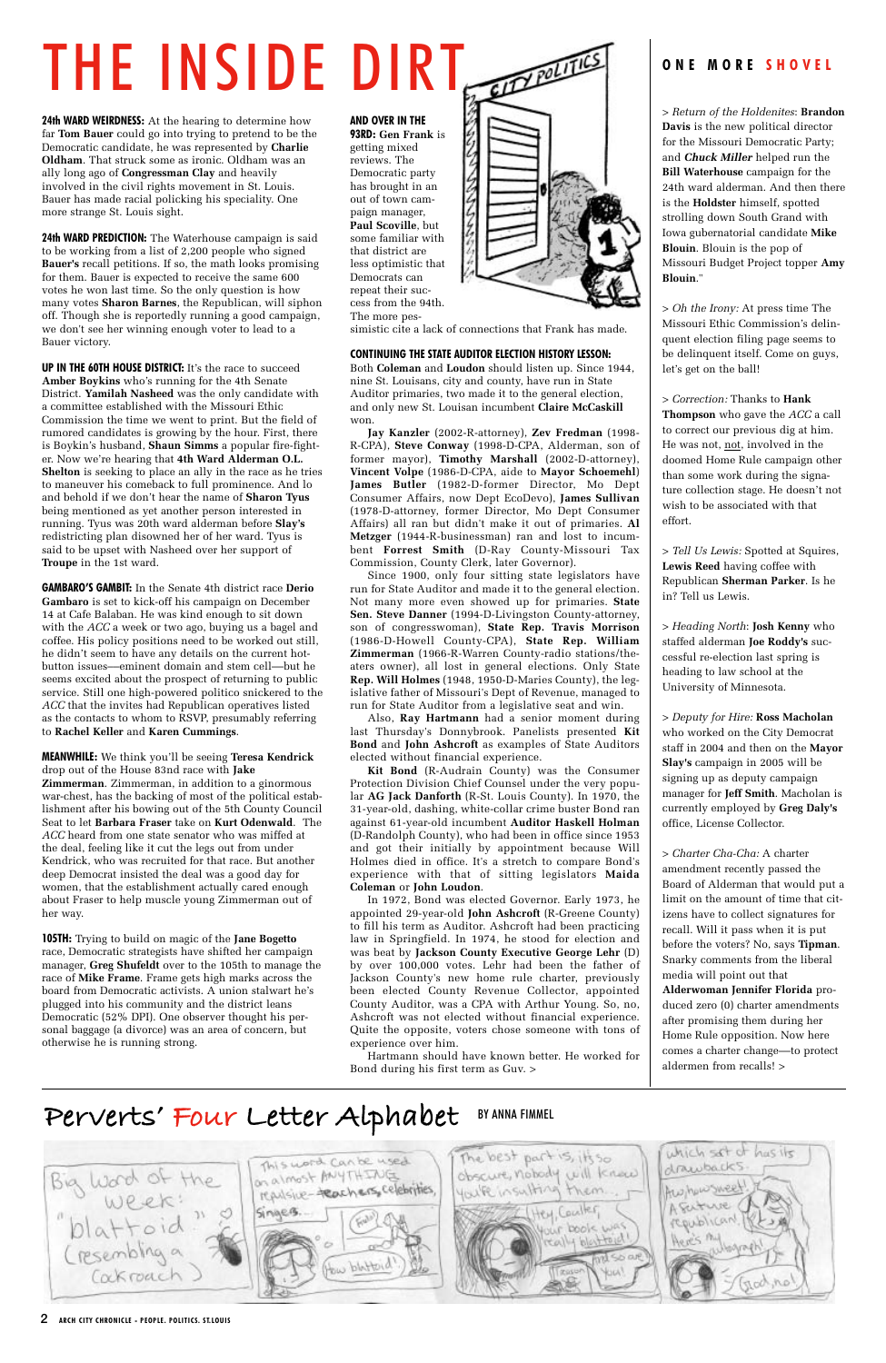# THE INSIDE DIRT

**24th WARD WEIRDNESS:** At the hearing to determine how far **Tom Bauer** could go into trying to pretend to be the Democratic candidate, he was represented by **Charlie Oldham**. That struck some as ironic. Oldham was an ally long ago of **Congressman Clay** and heavily involved in the civil rights movement in St. Louis. Bauer has made racial policking his speciality. One more strange St. Louis sight.

**24th WARD PREDICTION:** The Waterhouse campaign is said to be working from a list of 2,200 people who signed **Bauer's** recall petitions. If so, the math looks promising for them. Bauer is expected to receive the same 600 votes he won last time. So the only question is how many votes **Sharon Barnes**, the Republican, will siphon off. Though she is reportedly running a good campaign, we don't see her winning enough voter to lead to a Bauer victory.

**UP IN THE 60TH HOUSE DISTRICT:** It's the race to succeed **Amber Boykins** who's running for the 4th Senate District. **Yamilah Nasheed** was the only candidate with a committee established with the Missouri Ethic Commission the time we went to print. But the field of rumored candidates is growing by the hour. First, there is Boykin's husband, **Shaun Simms** a popular fire-fighter. Now we're hearing that **4th Ward Alderman O.L. Shelton** is seeking to place an ally in the race as he tries to maneuver his comeback to full prominence. And lo and behold if we don't hear the name of **Sharon Tyus** being mentioned as yet another person interested in running. Tyus was 20th ward alderman before **Slay's** redistricting plan disowned her of her ward. Tyus is said to be upset with Nasheed over her support of **Troupe** in the 1st ward.

**GAMBARO'S GAMBIT:** In the Senate 4th district race **Derio Gambaro** is set to kick-off his campaign on December 14 at Cafe Balaban. He was kind enough to sit down with the *ACC* a week or two ago, buying us a bagel and coffee. His policy positions need to be worked out still, he didn't seem to have any details on the current hot-button issues—eminent domain and stem cell—but he seems excited about the prospect of returning to public service. Still one high-powered politico snickered to the *ACC* that the invites had Republican operatives listed as the contacts to whom to RSVP, presumably referring to **Rachel Keller** and **Karen Cummings**.

**MEANWHILE:** We think you'll be seeing **Teresa Kendrick** drop out of the House 83nd race with **Jake Zimmerman**. Zimmerman, in addition to a ginormous war-chest, has the backing of most of the political establishment after his bowing out of the 5th County Council Seat to let **Barbara Fraser** take on **Kurt Odenwald**. The *ACC* heard from one state senator who was miffed at the deal, feeling like it cut the legs out from under Kendrick, who was recruited for that race. But another deep Democrat insisted the deal was a good day for women, that the establishment actually cared enough about Fraser to help muscle young Zimmerman out of her way.

**105TH:** Trying to build on magic of the **Jane Bogetto** race, Democratic strategists have shifted her campaign manager, **Greg Shufeldt** over to the 105th to manage the race of **Mike Frame**. Frame gets high marks across the board from Democratic activists. A union stalwart he's plugged into his community and the district leans Democratic (52% DPI). One observer thought his personal baggage (a divorce) was an area of concern, but otherwise he is running strong.

**AND OVER IN THE 93RD: Gen Frank** is getting mixed reviews. The Democratic party has brought in an out of town campaign manager, **Paul Scoville**, but some familiar with that district are less optimistic that Democrats can repeat their success from the 94th. The more pessimistic cite a lack of connections that Frank has made.

**CONTINUING THE STATE AUDITOR ELECTION HISTORY LESSON:** Both **Coleman** and **Loudon** should listen up. Since 1944, nine St. Louisans, city and county, have run in State Auditor primaries, two made it to the general election, and only new St. Louisan incumbent **Claire McCaskill** won.

**Jay Kanzler** (2002-R-attorney), **Zev Fredman** (1998-R-CPA), **Steve Conway** (1998-D-CPA, Alderman, son of former mayor), **Timothy Marshall** (2002-D-attorney), **Vincent Volpe** (1986-D-CPA, aide to **Mayor Schoemehl**) **James Butler** (1982-D-former Director, Mo Dept Consumer Affairs, now Dept EcoDevo), **James Sullivan** (1978-D-attorney, former Director, Mo Dept Consumer Affairs) all ran but didn't make it out of primaries. **Al Metzger** (1944-R-businessman) ran and lost to incumbent **Forrest Smith** (D-Ray County-Missouri Tax Commission, County Clerk, later Governor).

Since 1900, only four sitting state legislators have run for State Auditor and made it to the general election. Not many more even showed up for primaries. **State Sen. Steve Danner** (1994-D-Livingston County-attorney, son of congresswoman), **State Rep. Travis Morrison** (1986-D-Howell County-CPA), **State Rep. William Zimmerman** (1966-R-Warren County-radio stations/theaters owner), all lost in general elections. Only State **Rep. Will Holmes** (1948, 1950-D-Maries County), the legislative father of Missouri's Dept of Revenue, managed to run for State Auditor from a legislative seat and win.

Also, **Ray Hartmann** had a senior moment during last Thursday's Donnybrook. Panelists presented **Kit Bond** and **John Ashcroft** as examples of State Auditors elected without financial experience.

**Kit Bond** (R-Audrain County) was the Consumer Protection Division Chief Counsel under the very popular **AG Jack Danforth** (R-St. Louis County). In 1970, the 31-year-old, dashing, white-collar crime buster Bond ran against 61-year-old incumbent **Auditor Haskell Holman** (D-Randolph County), who had been in office since 1953 and got their initially by appointment because Will Holmes died in office. It's a stretch to compare Bond's experience with that of sitting legislators **Maida Coleman** or **John Loudon**.

In 1972, Bond was elected Governor. Early 1973, he appointed 29-year-old **John Ashcroft** (R-Greene County) to fill his term as Auditor. Ashcroft had been practicing law in Springfield. In 1974, he stood for election and was beat by **Jackson County Executive George Lehr** (D) by over 100,000 votes. Lehr had been the father of Jackson County's new home rule charter, previously been elected County Revenue Collector, appointed County Auditor, was a CPA with Arthur Young. So, no, Ashcroft was not elected without financial experience. Quite the opposite, voters chose someone with tons of experience over him.

Hartmann should have known better. He worked for Bond during his first term as Guv. >

## ONE MORE SHOVEL

> *Return of the Holdenites*: **Brandon Davis** is the new political director for the Missouri Democratic Party; and ***Chuck Miller*** helped run the **Bill Waterhouse** campaign for the 24th ward alderman. And then there is the **Holdster** himself, spotted strolling down South Grand with Iowa gubernatorial candidate **Mike Blouin**. Blouin is the pop of Missouri Budget Project topper **Amy Blouin**."

> *Oh the Irony:* At press time The Missouri Ethic Commission's delinquent election filing page seems to be delinquent itself. Come on guys, let's get on the ball!

> *Correction:* Thanks to **Hank Thompson** who gave the *ACC* a call to correct our previous dig at him. He was not, not, involved in the doomed Home Rule campaign other than some work during the signature collection stage. He doesn't not wish to be associated with that effort.

> *Tell Us Lewis:* Spotted at Squires, **Lewis Reed** having coffee with Republican **Sherman Parker**. Is he in? Tell us Lewis.

> *Heading North*: **Josh Kenny** who staffed alderman **Joe Roddy's** successful re-election last spring is heading to law school at the University of Minnesota.

> *Deputy for Hire:* **Ross Macholan** who worked on the City Democrat staff in 2004 and then on the **Mayor Slay's** campaign in 2005 will be signing up as deputy campaign manager for **Jeff Smith**. Macholan is currently employed by **Greg Daly's** office, License Collector.

> *Charter Cha-Cha:* A charter amendment recently passed the Board of Alderman that would put a limit on the amount of time that citizens have to collect signatures for recall. Will it pass when it is put before the voters? No, says **Tipman**. Snarky comments from the liberal media will point out that **Alderwoman Jennifer Florida** produced zero (0) charter amendments after promising them during her Home Rule opposition. Now here comes a charter change—to protect aldermen from recalls! >

## Perverts' Four Letter Alphabet

BY ANNA FIMMEL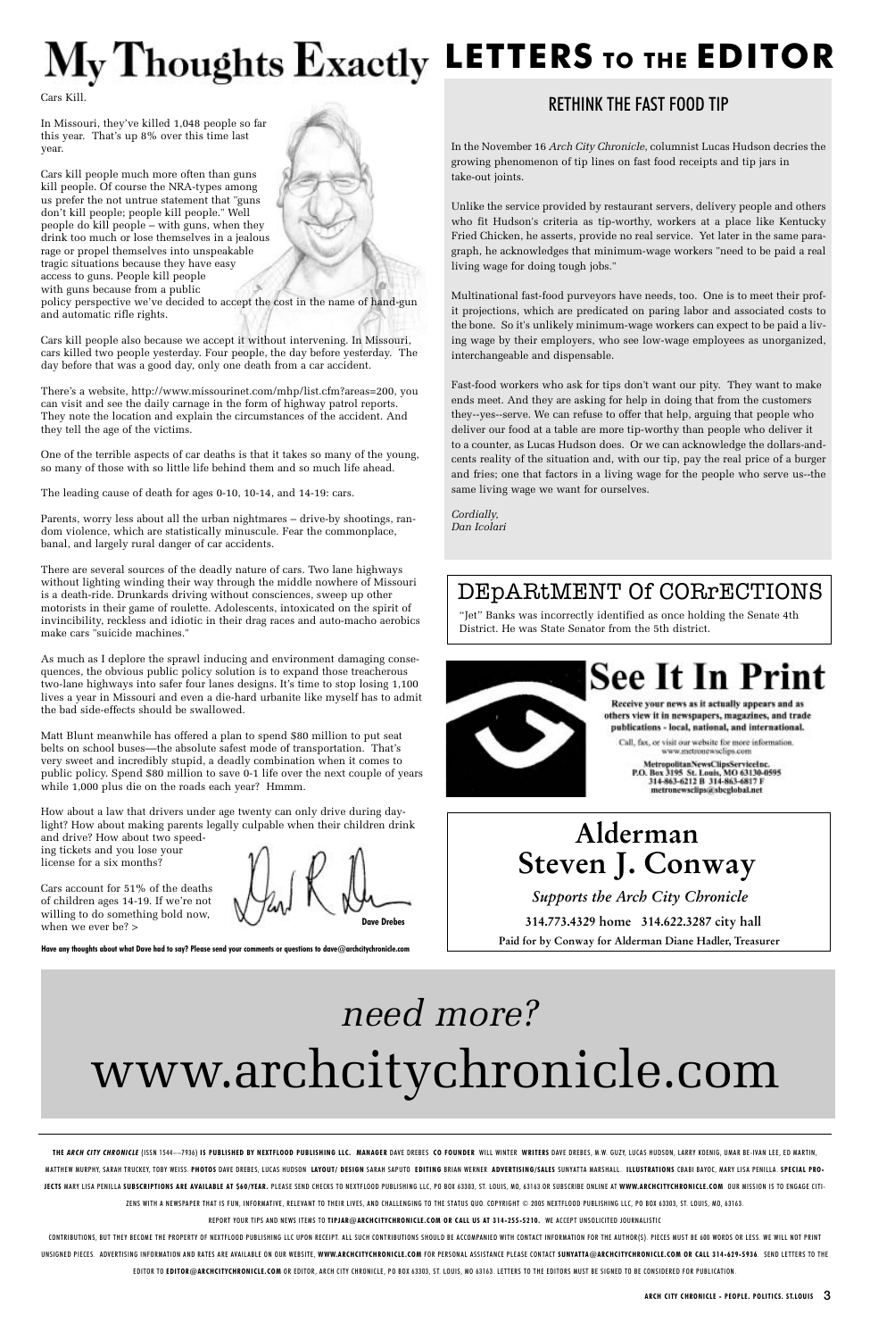# My Thoughts Exactly

Cars Kill.

In Missouri, they've killed 1,048 people so far this year. That's up 8% over this time last year.

Cars kill people much more often than guns kill people. Of course the NRA-types among us prefer the not untrue statement that "guns don't kill people; people kill people." Well people do kill people – with guns, when they drink too much or lose themselves in a jealous rage or propel themselves into unspeakable tragic situations because they have easy access to guns. People kill people with guns because from a public policy perspective we've decided to accept the cost in the name of hand-gun and automatic rifle rights.

Cars kill people also because we accept it without intervening. In Missouri, cars killed two people yesterday. Four people, the day before yesterday. The day before that was a good day, only one death from a car accident.

There's a website, http://www.missourinet.com/mhp/list.cfm?areas=200, you can visit and see the daily carnage in the form of highway patrol reports. They note the location and explain the circumstances of the accident. And they tell the age of the victims.

One of the terrible aspects of car deaths is that it takes so many of the young, so many of those with so little life behind them and so much life ahead.

The leading cause of death for ages 0-10, 10-14, and 14-19: cars.

Parents, worry less about all the urban nightmares – drive-by shootings, random violence, which are statistically minuscule. Fear the commonplace, banal, and largely rural danger of car accidents.

There are several sources of the deadly nature of cars. Two lane highways without lighting winding their way through the middle nowhere of Missouri is a death-ride. Drunkards driving without consciences, sweep up other motorists in their game of roulette. Adolescents, intoxicated on the spirit of invincibility, reckless and idiotic in their drag races and auto-macho aerobics make cars "suicide machines."

As much as I deplore the sprawl inducing and environment damaging consequences, the obvious public policy solution is to expand those treacherous two-lane highways into safer four lanes designs. It's time to stop losing 1,100 lives a year in Missouri and even a die-hard urbanite like myself has to admit the bad side-effects should be swallowed.

Matt Blunt meanwhile has offered a plan to spend $80 million to put seat belts on school buses—the absolute safest mode of transportation. That's very sweet and incredibly stupid, a deadly combination when it comes to public policy. Spend $80 million to save 0-1 life over the next couple of years while 1,000 plus die on the roads each year? Hmmm.

How about a law that drivers under age twenty can only drive during daylight? How about making parents legally culpable when their children drink and drive? How about two speeding tickets and you lose your license for a six months?

Cars account for 51% of the deaths of children ages 14-19. If we're not willing to do something bold now, when we ever be? >

Dave Drebes

**Have any thoughts about what Dave had to say? Please send your comments or questions to dave@archcitychronicle.com**

# LETTERS TO THE EDITOR

## RETHINK THE FAST FOOD TIP

In the November 16 *Arch City Chronicle*, columnist Lucas Hudson decries the growing phenomenon of tip lines on fast food receipts and tip jars in take-out joints.

Unlike the service provided by restaurant servers, delivery people and others who fit Hudson's criteria as tip-worthy, workers at a place like Kentucky Fried Chicken, he asserts, provide no real service. Yet later in the same paragraph, he acknowledges that minimum-wage workers "need to be paid a real living wage for doing tough jobs."

Multinational fast-food purveyors have needs, too. One is to meet their profit projections, which are predicated on paring labor and associated costs to the bone. So it's unlikely minimum-wage workers can expect to be paid a living wage by their employers, who see low-wage employees as unorganized, interchangeable and dispensable.

Fast-food workers who ask for tips don't want our pity. They want to make ends meet. And they are asking for help in doing that from the customers they--yes--serve. We can refuse to offer that help, arguing that people who deliver our food at a table are more tip-worthy than people who deliver it to a counter, as Lucas Hudson does. Or we can acknowledge the dollars-and-cents reality of the situation and, with our tip, pay the real price of a burger and fries; one that factors in a living wage for the people who serve us--the same living wage we want for ourselves.

*Cordially,*
*Dan Icolari*

## DEpARtMENT Of CORrECTIONS

"Jet" Banks was incorrectly identified as once holding the Senate 4th District. He was State Senator from the 5th district.

## See It In Print

**Receive your news as it actually appears and as others view it in newspapers, magazines, and trade publications - local, national, and international.**

Call, fax, or visit our website for more information. www.metronewsclips.com

**MetropolitanNewsClipsServiceInc.**
**P.O. Box 3195 St. Louis, MO 63130-0595**
**314-863-6212 B 314-863-6817 F**
**metronewsclips@sbcglobal.net**

## Alderman Steven J. Conway

*Supports the Arch City Chronicle*

**314.773.4329 home 314.622.3287 city hall**

**Paid for by Conway for Alderman Diane Hadler, Treasurer**

*need more?*

# www.archcitychronicle.com

**THE *ARCH CITY CHRONICLE*** (ISSN 1544—7936) **IS PUBLISHED BY NEXTFLOOD PUBLISHING LLC. MANAGER** DAVE DREBES **CO FOUNDER** WILL WINTER **WRITERS** DAVE DREBES, M.W. GUZY, LUCAS HUDSON, LARRY KOENIG, UMAR BE-IVAN LEE, ED MARTIN, MATTHEW MURPHY, SARAH TRUCKEY, TOBY WEISS. **PHOTOS** DAVE DREBES, LUCAS HUDSON **LAYOUT/ DESIGN** SARAH SAPUTO **EDITING** BRIAN WERNER **ADVERTISING/SALES** SUNYATTA MARSHALL. **ILLUSTRATIONS** CBABI BAYOC, MARY LISA PENILLA. **SPECIAL PROJECTS** MARY LISA PENILLA **SUBSCRIPTIONS ARE AVAILABLE AT $60/YEAR.** PLEASE SEND CHECKS TO NEXTFLOOD PUBLISHING LLC, PO BOX 63303, ST. LOUIS, MO, 63163.OR SUBSCRIBE ONLINE AT **WWW.ARCHCITYCHRONICLE.COM** OUR MISSION IS TO ENGAGE CITIZENS WITH A NEWSPAPER THAT IS FUN, INFORMATIVE, RELEVANT TO THEIR LIVES, AND CHALLENGING TO THE STATUS QUO. COPYRIGHT © 2005 NEXTFLOOD PUBLISHING LLC, PO BOX 63303, ST. LOUIS, MO, 63163.

REPORT YOUR TIPS AND NEWS ITEMS TO **TIPJAR@ARCHCITYCHRONICLE.COM OR CALL US AT 314-255-5210.** WE ACCEPT UNSOLICITED JOURNALISTIC CONTRIBUTIONS, BUT THEY BECOME THE PROPERTY OF NEXTFLOOD PUBLISHING LLC UPON RECEIPT. ALL SUCH CONTRIBUTIONS SHOULD BE ACCOMPANIED WITH CONTACT INFORMATION FOR THE AUTHOR(S). PIECES MUST BE 600 WORDS OR LESS. WE WILL NOT PRINT UNSIGNED PIECES. ADVERTISING INFORMATION AND RATES ARE AVAILABLE ON OUR WEBSITE, **WWW.ARCHCITYCHRONICLE.COM** FOR PERSONAL ASSISTANCE PLEASE CONTACT **SUNYATTA@ARCHCITYCHRONICLE.COM OR CALL 314-629-5936**. SEND LETTERS TO THE EDITOR TO **EDITOR@ARCHCITYCHRONICLE.COM** OR EDITOR, ARCH CITY CHRONICLE, PO BOX 63303, ST. LOUIS, MO 63163. LETTERS TO THE EDITORS MUST BE SIGNED TO BE CONSIDERED FOR PUBLICATION.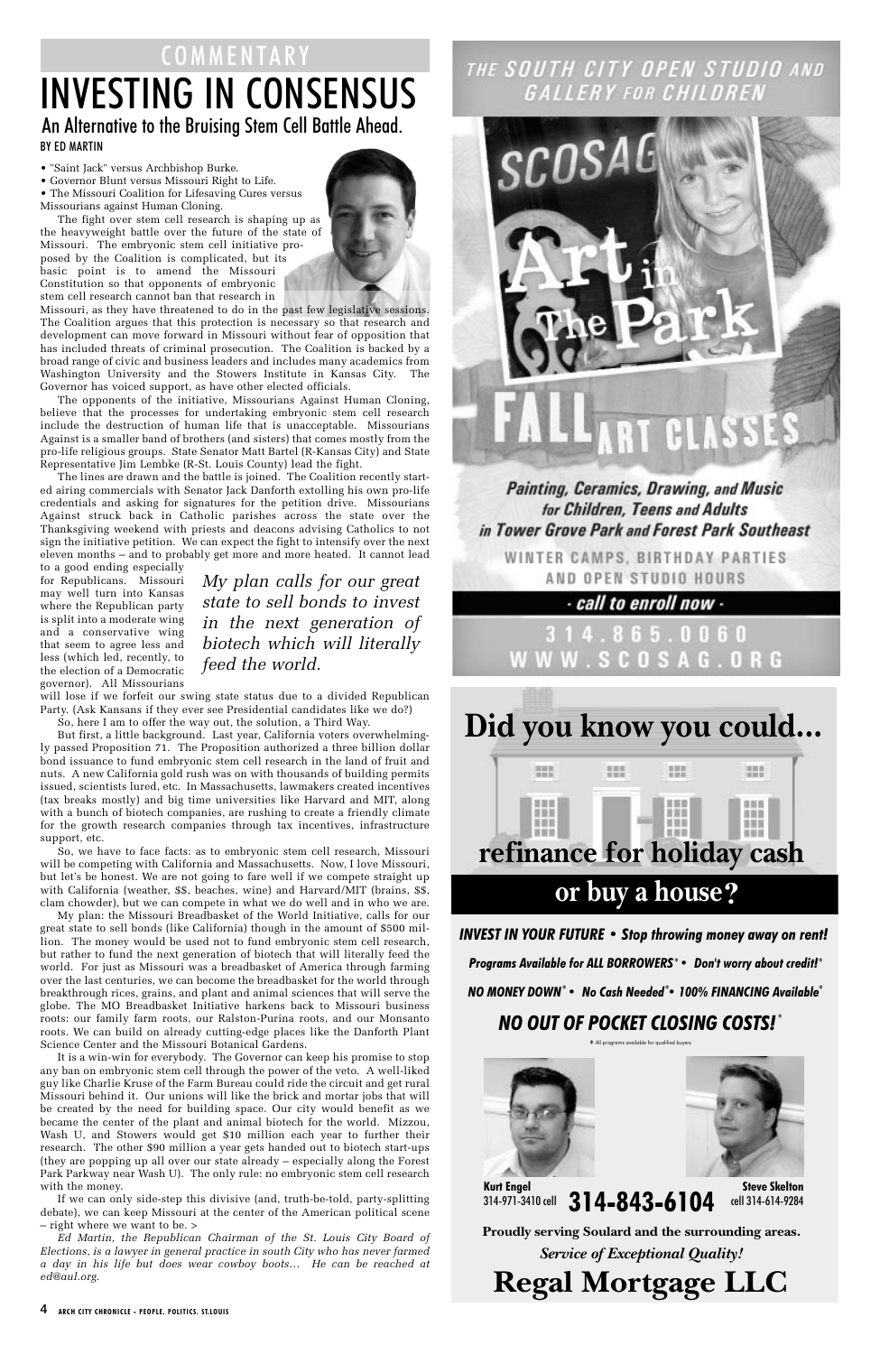COMMENTARY

# INVESTING IN CONSENSUS

## An Alternative to the Bruising Stem Cell Battle Ahead.

BY ED MARTIN

- "Saint Jack" versus Archbishop Burke.
- Governor Blunt versus Missouri Right to Life.
- The Missouri Coalition for Lifesaving Cures versus Missourians against Human Cloning.

The fight over stem cell research is shaping up as the heavyweight battle over the future of the state of Missouri. The embryonic stem cell initiative proposed by the Coalition is complicated, but its basic point is to amend the Missouri Constitution so that opponents of embryonic stem cell research cannot ban that research in Missouri, as they have threatened to do in the past few legislative sessions. The Coalition argues that this protection is necessary so that research and development can move forward in Missouri without fear of opposition that has included threats of criminal prosecution. The Coalition is backed by a broad range of civic and business leaders and includes many academics from Washington University and the Stowers Institute in Kansas City. The Governor has voiced support, as have other elected officials.

The opponents of the initiative, Missourians Against Human Cloning, believe that the processes for undertaking embryonic stem cell research include the destruction of human life that is unacceptable. Missourians Against is a smaller band of brothers (and sisters) that comes mostly from the pro-life religious groups. State Senator Matt Bartel (R-Kansas City) and State Representative Jim Lembke (R-St. Louis County) lead the fight.

The lines are drawn and the battle is joined. The Coalition recently started airing commercials with Senator Jack Danforth extolling his own pro-life credentials and asking for signatures for the petition drive. Missourians Against struck back in Catholic parishes across the state over the Thanksgiving weekend with priests and deacons advising Catholics to not sign the initiative petition. We can expect the fight to intensify over the next eleven months – and to probably get more and more heated. It cannot lead to a good ending especially for Republicans. Missouri may well turn into Kansas where the Republican party is split into a moderate wing and a conservative wing that seem to agree less and less (which led, recently, to the election of a Democratic governor). All Missourians will lose if we forfeit our swing state status due to a divided Republican Party. (Ask Kansans if they ever see Presidential candidates like we do?)

*My plan calls for our great state to sell bonds to invest in the next generation of biotech which will literally feed the world.*

So, here I am to offer the way out, the solution, a Third Way.

But first, a little background. Last year, California voters overwhelmingly passed Proposition 71. The Proposition authorized a three billion dollar bond issuance to fund embryonic stem cell research in the land of fruit and nuts. A new California gold rush was on with thousands of building permits issued, scientists lured, etc. In Massachusetts, lawmakers created incentives (tax breaks mostly) and big time universities like Harvard and MIT, along with a bunch of biotech companies, are rushing to create a friendly climate for the growth research companies through tax incentives, infrastructure support, etc.

So, we have to face facts: as to embryonic stem cell research, Missouri will be competing with California and Massachusetts. Now, I love Missouri, but let's be honest. We are not going to fare well if we compete straight up with California (weather, $$, beaches, wine) and Harvard/MIT (brains, $$, clam chowder), but we can compete in what we do well and in who we are.

My plan: the Missouri Breadbasket of the World Initiative, calls for our great state to sell bonds (like California) though in the amount of $500 million. The money would be used not to fund embryonic stem cell research, but rather to fund the next generation of biotech that will literally feed the world. For just as Missouri was a breadbasket of America through farming over the last centuries, we can become the breadbasket for the world through breakthrough rices, grains, and plant and animal sciences that will serve the globe. The MO Breadbasket Initiative harkens back to Missouri business roots: our family farm roots, our Ralston-Purina roots, and our Monsanto roots. We can build on already cutting-edge places like the Danforth Plant Science Center and the Missouri Botanical Gardens.

It is a win-win for everybody. The Governor can keep his promise to stop any ban on embryonic stem cell through the power of the veto. A well-liked guy like Charlie Kruse of the Farm Bureau could ride the circuit and get rural Missouri behind it. Our unions will like the brick and mortar jobs that will be created by the need for building space. Our city would benefit as we became the center of the plant and animal biotech for the world. Mizzou, Wash U, and Stowers would get $10 million each year to further their research. The other $90 million a year gets handed out to biotech start-ups (they are popping up all over our state already – especially along the Forest Park Parkway near Wash U). The only rule: no embryonic stem cell research with the money.

If we can only side-step this divisive (and, truth-be-told, party-splitting debate), we can keep Missouri at the center of the American political scene – right where we want to be. >

*Ed Martin, the Republican Chairman of the St. Louis City Board of Elections, is a lawyer in general practice in south City who has never farmed a day in his life but does wear cowboy boots… He can be reached at ed@aul.org.*

---

THE SOUTH CITY OPEN STUDIO AND GALLERY FOR CHILDREN

SCOSAG

Art in The Park

FALL ART CLASSES

**Painting, Ceramics, Drawing, and Music for Children, Teens and Adults in Tower Grove Park and Forest Park Southeast**

WINTER CAMPS, BIRTHDAY PARTIES AND OPEN STUDIO HOURS

- call to enroll now -

314.865.0060

WWW.SCOSAG.ORG

---

**Did you know you could...**

**refinance for holiday cash or buy a house?**

***INVEST IN YOUR FUTURE • Stop throwing money away on rent!***

***Programs Available for ALL BORROWERS* • Don't worry about credit!****

***NO MONEY DOWN* • No Cash Needed* • 100% FINANCING Available****

***NO OUT OF POCKET CLOSING COSTS!****

* All programs available for qualified buyers.

**Kurt Engel** 314-971-3410 cell

**314-843-6104**

**Steve Skelton** cell 314-614-9284

**Proudly serving Soulard and the surrounding areas.**

***Service of Exceptional Quality!***

**Regal Mortgage LLC**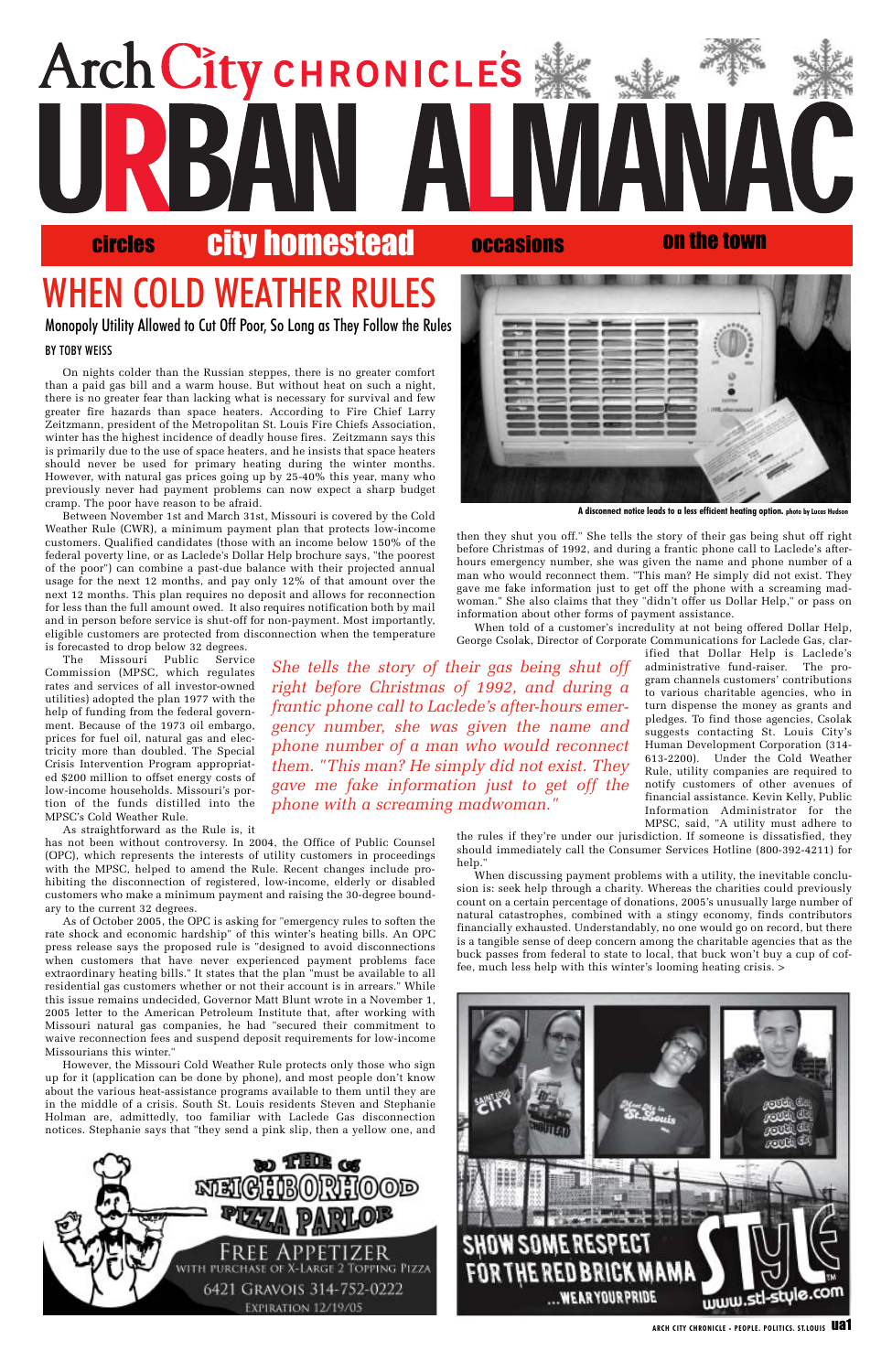# WHEN COLD WEATHER RULES

## Monopoly Utility Allowed to Cut Off Poor, So Long as They Follow the Rules

BY TOBY WEISS

On nights colder than the Russian steppes, there is no greater comfort than a paid gas bill and a warm house. But without heat on such a night, there is no greater fear than lacking what is necessary for survival and few greater fire hazards than space heaters. According to Fire Chief Larry Zeitzmann, president of the Metropolitan St. Louis Fire Chiefs Association, winter has the highest incidence of deadly house fires. Zeitzmann says this is primarily due to the use of space heaters, and he insists that space heaters should never be used for primary heating during the winter months. However, with natural gas prices going up by 25-40% this year, many who previously never had payment problems can now expect a sharp budget cramp. The poor have reason to be afraid.

Between November 1st and March 31st, Missouri is covered by the Cold Weather Rule (CWR), a minimum payment plan that protects low-income customers. Qualified candidates (those with an income below 150% of the federal poverty line, or as Laclede's Dollar Help brochure says, "the poorest of the poor") can combine a past-due balance with their projected annual usage for the next 12 months, and pay only 12% of that amount over the next 12 months. This plan requires no deposit and allows for reconnection for less than the full amount owed. It also requires notification both by mail and in person before service is shut-off for non-payment. Most importantly, eligible customers are protected from disconnection when the temperature is forecasted to drop below 32 degrees.

The Missouri Public Service Commission (MPSC, which regulates rates and services of all investor-owned utilities) adopted the plan 1977 with the help of funding from the federal government. Because of the 1973 oil embargo, prices for fuel oil, natural gas and electricity more than doubled. The Special Crisis Intervention Program appropriated $200 million to offset energy costs of low-income households. Missouri's portion of the funds distilled into the MPSC's Cold Weather Rule.

As straightforward as the Rule is, it has not been without controversy. In 2004, the Office of Public Counsel (OPC), which represents the interests of utility customers in proceedings with the MPSC, helped to amend the Rule. Recent changes include prohibiting the disconnection of registered, low-income, elderly or disabled customers who make a minimum payment and raising the 30-degree boundary to the current 32 degrees.

As of October 2005, the OPC is asking for "emergency rules to soften the rate shock and economic hardship" of this winter's heating bills. An OPC press release says the proposed rule is "designed to avoid disconnections when customers that have never experienced payment problems face extraordinary heating bills." It states that the plan "must be available to all residential gas customers whether or not their account is in arrears." While this issue remains undecided, Governor Matt Blunt wrote in a November 1, 2005 letter to the American Petroleum Institute that, after working with Missouri natural gas companies, he had "secured their commitment to waive reconnection fees and suspend deposit requirements for low-income Missourians this winter."

However, the Missouri Cold Weather Rule protects only those who sign up for it (application can be done by phone), and most people don't know about the various heat-assistance programs available to them until they are in the middle of a crisis. South St. Louis residents Steven and Stephanie Holman are, admittedly, too familiar with Laclede Gas disconnection notices. Stephanie says that "they send a pink slip, then a yellow one, and then they shut you off." She tells the story of their gas being shut off right before Christmas of 1992, and during a frantic phone call to Laclede's after-hours emergency number, she was given the name and phone number of a man who would reconnect them. "This man? He simply did not exist. They gave me fake information just to get off the phone with a screaming madwoman." She also claims that they "didn't offer us Dollar Help," or pass on information about other forms of payment assistance.

A disconnect notice leads to a less efficient heating option. photo by Lucas Hudson

*She tells the story of their gas being shut off right before Christmas of 1992, and during a frantic phone call to Laclede's after-hours emergency number, she was given the name and phone number of a man who would reconnect them. "This man? He simply did not exist. They gave me fake information just to get off the phone with a screaming madwoman."*

When told of a customer's incredulity at not being offered Dollar Help, George Csolak, Director of Corporate Communications for Laclede Gas, clarified that Dollar Help is Laclede's administrative fund-raiser. The program channels customers' contributions to various charitable agencies, who in turn dispense the money as grants and pledges. To find those agencies, Csolak suggests contacting St. Louis City's Human Development Corporation (314-613-2200). Under the Cold Weather Rule, utility companies are required to notify customers of other avenues of financial assistance. Kevin Kelly, Public Information Administrator for the MPSC, said, "A utility must adhere to the rules if they're under our jurisdiction. If someone is dissatisfied, they should immediately call the Consumer Services Hotline (800-392-4211) for help."

When discussing payment problems with a utility, the inevitable conclusion is: seek help through a charity. Whereas the charities could previously count on a certain percentage of donations, 2005's unusually large number of natural catastrophes, combined with a stingy economy, finds contributors financially exhausted. Understandably, no one would go on record, but there is a tangible sense of deep concern among the charitable agencies that as the buck passes from federal to state to local, that buck won't buy a cup of coffee, much less help with this winter's looming heating crisis. >

DJ THE OG NEIGHBORHOOD PIZZA PARLOR

FREE APPETIZER WITH PURCHASE OF X-LARGE 2 TOPPING PIZZA

6421 GRAVOIS 314-752-0222

EXPIRATION 12/19/05

SHOW SOME RESPECT FOR THE RED BRICK MAMA ...WEAR YOUR PRIDE

STL STYLE www.stl-style.com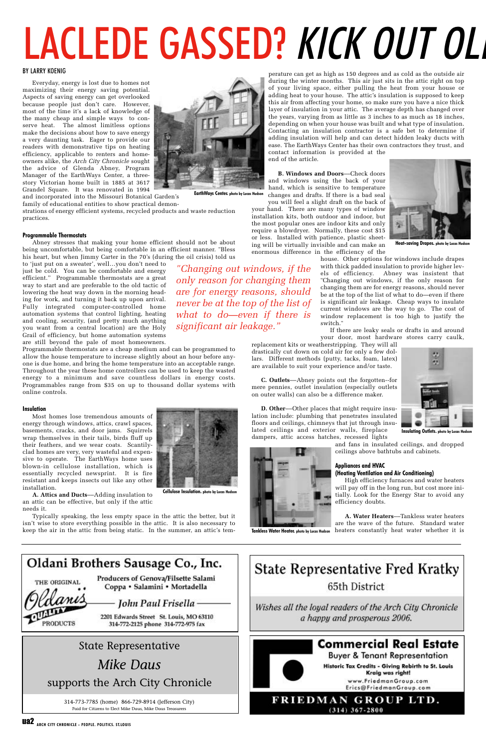# LACLEDE GASSED? *KICK OUT OL*

BY LARRY KOENIG

Everyday, energy is lost due to homes not maximizing their energy saving potential. Aspects of saving energy can get overlooked because people just don't care. However, most of the time it's a lack of knowledge of the many cheap and simple ways to conserve heat. The almost limitless options make the decisions about how to save energy a very daunting task. Eager to provide our readers with demonstrative tips on heating efficiency, applicable to renters and homeowners alike, the *Arch City Chronicle* sought the advice of Glenda Abney, Program Manager of the EarthWays Center, a three-story Victorian home built in 1885 at 3617 Grandel Square. It was renovated in 1994 and incorporated into the Missouri Botanical Garden's family of educational entities to show practical demonstrations of energy efficient systems, recycled products and waste reduction practices.

EarthWays Center. photo by Lucas Hudson

### Programmable Thermostats

Abney stresses that making your home efficient should not be about being uncomfortable, but being comfortable in an efficient manner. "Bless his heart, but when Jimmy Carter in the 70's (during the oil crisis) told us to 'just put on a sweater', well...you don't need to just be cold. You can be comfortable and energy efficient." Programmable thermostats are a great way to start and are preferable to the old tactic of lowering the heat way down in the morning heading for work, and turning it back up upon arrival. Fully integrated computer-controlled home automation systems that control lighting, heating and cooling, security, (and pretty much anything you want from a central location) are the Holy Grail of efficiency, but home automation systems are still beyond the pale of most homeowners. Programmable thermostats are a cheap medium and can be programmed to allow the house temperature to increase slightly about an hour before anyone is due home, and bring the home temperature into an acceptable range. Throughout the year these home controllers can be used to keep the wasted energy to a minimum and save countless dollars in energy costs. Programmables range from $35 on up to thousand dollar systems with online controls.

*"Changing out windows, if the only reason for changing them are for energy reasons, should never be at the top of the list of what to do—even if there is significant air leakage."*

### Insulation

Most homes lose tremendous amounts of energy through windows, attics, crawl spaces, basements, cracks, and door jams. Squirrels wrap themselves in their tails, birds fluff up their feathers, and we wear coats. Scantily-clad homes are very, very wasteful and expensive to operate. The EarthWays home uses blown-in cellulose installation, which is essentially recycled newsprint. It is fire resistant and keeps insects out like any other installation.

Cellulose Insulation. photo by Lucas Hudson

**A. Attics and Ducts**—Adding insulation to an attic can be effective, but only if the attic needs it.

Typically speaking, the less empty space in the attic the better, but it isn't wise to store everything possible in the attic. It is also necessary to keep the air in the attic from being static. In the summer, an attic's temperature can get as high as 150 degrees and as cold as the outside air during the winter months. This air just sits in the attic right on top of your living space, either pulling the heat from your house or adding heat to your house. The attic's insulation is supposed to keep this air from affecting your home, so make sure you have a nice thick layer of insulation in your attic. The average depth has changed over the years, varying from as little as 3 inches to as much as 18 inches, depending on when your house was built and what type of insulation. Contacting an insulation contractor is a safe bet to determine if adding insulation will help and can detect hidden leaky ducts with ease. The EarthWays Center has their own contractors they trust, and contact information is provided at the end of the article.

**B. Windows and Doors**—Check doors and windows using the back of your hand, which is sensitive to temperature changes and drafts. If there is a bad seal you will feel a slight draft on the back of your hand. There are many types of window installation kits, both outdoor and indoor, but the most popular ones are indoor kits and only require a blowdryer. Normally, these cost $15 or less. Installed with patience, plastic sheeting will be virtually invisible and can make an enormous difference in the efficiency of the house. Other options for windows include drapes with thick padded insulation to provide higher levels of efficiency. Abney was insistent that "Changing out windows, if the only reason for changing them are for energy reasons, should never be at the top of the list of what to do—even if there is significant air leakage. Cheap ways to insulate current windows are the way to go. The cost of window replacement is too high to justify the switch."

Heat-saving Drapes. photo by Lucas Hudson

If there are leaky seals or drafts in and around your door, most hardware stores carry caulk, replacement kits or weatherstripping. They will all drastically cut down on cold air for only a few dollars. Different methods (putty, tacks, foam, latex) are available to suit your experience and/or taste.

**C. Outlets**—Abney points out the forgotten--for mere pennies, outlet insulation (especially outlets on outer walls) can also be a difference maker.

Insulating Outlets. photo by Lucas Hudson

**D. Other**—Other places that might require insulation include: plumbing that penetrates insulated floors and ceilings, chimneys that go through insulated ceilings and exterior walls, fireplace dampers, attic access hatches, recessed lights and fans in insulated ceilings, and dropped ceilings above bathtubs and cabinets.

Tankless Water Heater. photo by Lucas Hudson

### Appliances and HVAC
### (Heating Ventilation and Air Conditioning)

High efficiency furnaces and water heaters will pay off in the long run, but cost more initially. Look for the Energy Star to avoid any efficiency doubts.

**A. Water Heaters**—Tankless water heaters are the wave of the future. Standard water heaters constantly heat water whether it is

---

**Oldani Brothers Sausage Co., Inc.**
THE ORIGINAL Oldani's QUALITY PRODUCTS
Producers of Genova/Filsette Salami
Coppa • Salamini • Mortadella
*John Paul Frisella*
2201 Edwards Street St. Louis, MO 63110
314-772-2125 phone 314-772-975 fax

---

**State Representative Fred Kratky**
65th District
*Wishes all the loyal readers of the Arch City Chronicle a happy and prosperous 2006.*

---

State Representative
*Mike Daus*
supports the Arch City Chronicle
314-773-7785 (home) 866-729-8914 (Jefferson City)
Paid for Citizens to Elect Mike Daus, Mike Daus Treasurers

---

**Commercial Real Estate**
Buyer & Tenant Representation
Historic Tax Credits - Giving Rebirth to St. Louis
Kraig was right!
www.FriedmanGroup.com
Erics@FriedmanGroup.com
FRIEDMAN GROUP LTD.
(314) 367-2800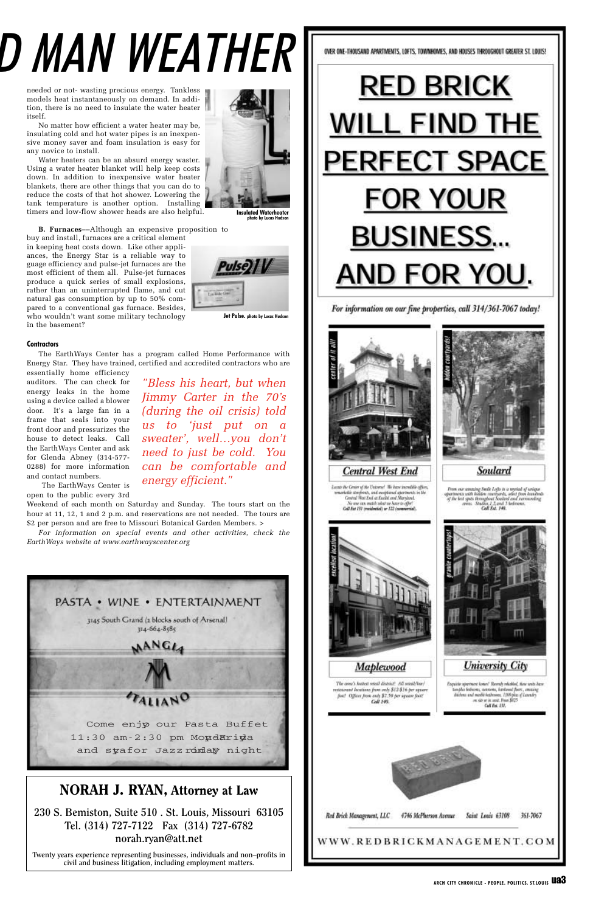# D MAN WEATHER

needed or not- wasting precious energy. Tankless models heat instantaneously on demand. In addition, there is no need to insulate the water heater itself.

No matter how efficient a water heater may be, insulating cold and hot water pipes is an inexpensive money saver and foam insulation is easy for any novice to install.

Water heaters can be an absurd energy waster. Using a water heater blanket will help keep costs down. In addition to inexpensive water heater blankets, there are other things that you can do to reduce the costs of that hot shower. Lowering the tank temperature is another option. Installing timers and low-flow shower heads are also helpful.

Insulated Waterheater photo by Lucas Hudson

**B. Furnaces**—Although an expensive proposition to buy and install, furnaces are a critical element in keeping heat costs down. Like other appliances, the Energy Star is a reliable way to guage efficiency and pulse-jet furnaces are the most efficient of them all. Pulse-jet furnaces produce a quick series of small explosions, rather than an uninterrupted flame, and cut natural gas consumption by up to 50% compared to a conventional gas furnace. Besides, who wouldn't want some military technology in the basement?

**Jet Pulse.** photo by Lucas Hudson

### Contractors

The EarthWays Center has a program called Home Performance with Energy Star. They have trained, certified and accredited contractors who are essentially home efficiency auditors. The can check for energy leaks in the home using a device called a blower door. It's a large fan in a frame that seals into your front door and pressurizes the house to detect leaks. Call the EarthWays Center and ask for Glenda Abney (314-577-0288) for more information and contact numbers.

*"Bless his heart, but when Jimmy Carter in the 70's (during the oil crisis) told us to 'just put on a sweater', well…you don't need to just be cold. You can be comfortable and energy efficient."*

The EarthWays Center is open to the public every 3rd Weekend of each month on Saturday and Sunday. The tours start on the hour at 11, 12, 1 and 2 p.m. and reservations are not needed. The tours are $2 per person and are free to Missouri Botanical Garden Members. >

*For information on special events and other activities, check the EarthWays website at www.earthwayscenter.org*

---

PASTA • WINE • ENTERTAINMENT

3145 South Grand (2 blocks south of Arsenal)
314-664-8585

MANGIA ITALIANO

Come enjoy our Pasta Buffet
11:30 am-2:30 pm Monday-Friday
and stay for Jazz Friday night

---

## NORAH J. RYAN, Attorney at Law

230 S. Bemiston, Suite 510 . St. Louis, Missouri 63105
Tel. (314) 727-7122 Fax (314) 727-6782
norah.ryan@att.net

Twenty years experience representing businesses, individuals and non–profits in civil and business litigation, including employment matters.

---

OVER ONE-THOUSAND APARTMENTS, LOFTS, TOWNHOMES, AND HOUSES THROUGHOUT GREATER ST. LOUIS!

# RED BRICK WILL FIND THE PERFECT SPACE FOR YOUR BUSINESS... AND FOR YOU.

*For information on our fine properties, call 314/361-7067 today!*

**Central West End** — *center of it all!*

Locate the Center of the Universe! We have incredible offices, remarkable storefronts, and exceptional apartments in the Central West End at Euclid and Maryland. No one can match what we have to offer! Call Ext 151 (residential) or 122 (commercial).

**Soulard** — *hidden courtyards!*

From our amazing Smile Lofts to a myriad of unique apartments with hidden courtyards, select from hundreds of the best spots throughout Soulard and surrounding areas. Studios, 1, 2, and 3 bedrooms. Call Ext. 140.

**Maplewood** — *excellent location!*

The area's hottest retail district! All retail/bar/restaurant locations from only $12-$16 per square foot! Offices from only $7.50 per square foot! Call 140.

**University City** — *granite countertops!*

Exquisite apartment homes! Recently rehabbed, these units have top-flite balconies, sunrooms, hardwood floors, amazing kitchens and marble bathrooms. 1100-plus sf. Laundry on site or in unit. From $825. Call Ext. 131.

Red Brick Management, LLC 4746 McPherson Avenue Saint Louis 63108 361-7067

WWW.REDBRICKMANAGEMENT.COM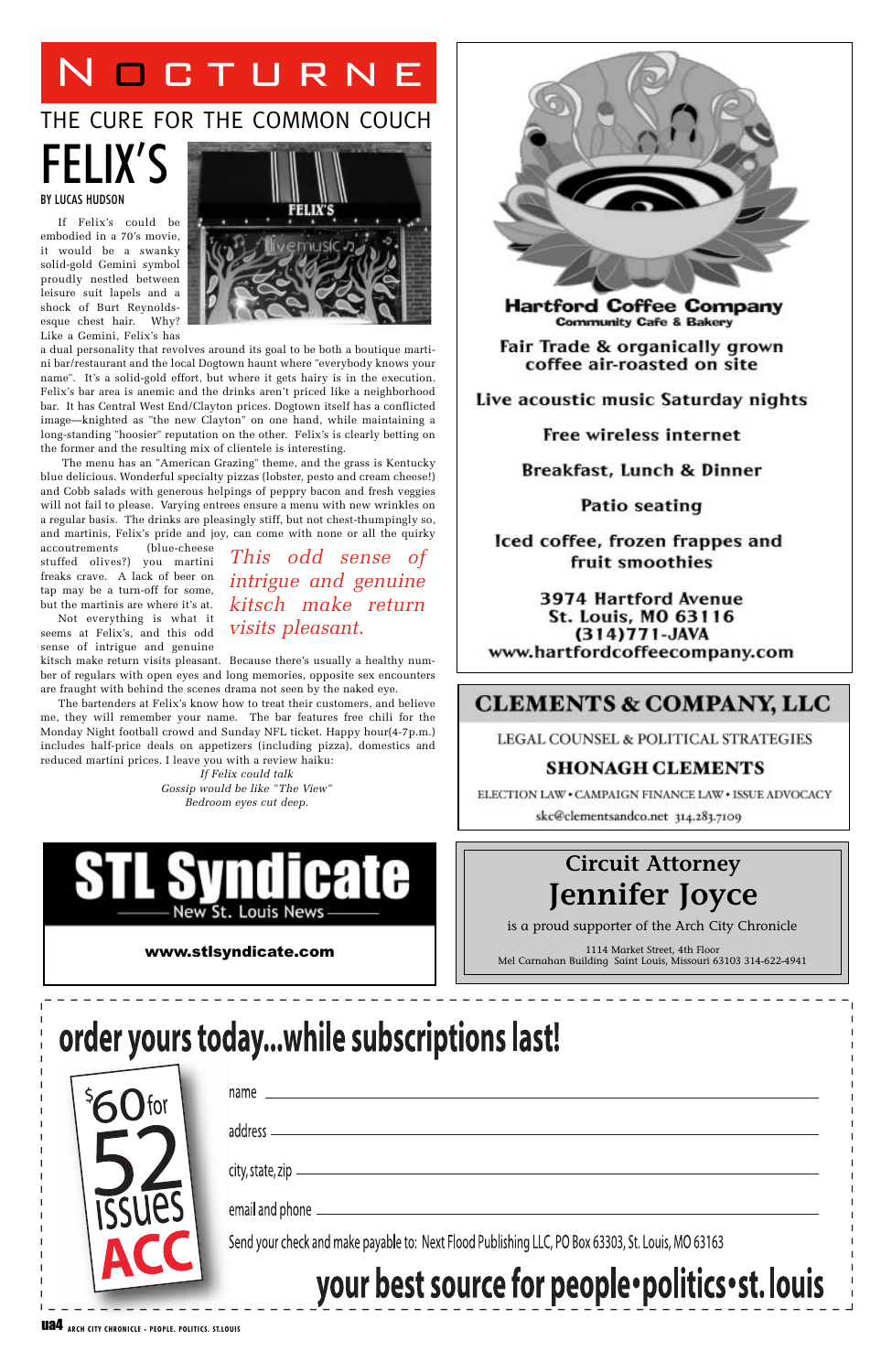# NOCTURNE

## THE CURE FOR THE COMMON COUCH

# FELIX'S

BY LUCAS HUDSON

If Felix's could be embodied in a 70's movie, it would be a swanky solid-gold Gemini symbol proudly nestled between leisure suit lapels and a shock of Burt Reynolds-esque chest hair. Why? Like a Gemini, Felix's has a dual personality that revolves around its goal to be both a boutique martini bar/restaurant and the local Dogtown haunt where "everybody knows your name". It's a solid-gold effort, but where it gets hairy is in the execution. Felix's bar area is anemic and the drinks aren't priced like a neighborhood bar. It has Central West End/Clayton prices. Dogtown itself has a conflicted image—knighted as "the new Clayton" on one hand, while maintaining a long-standing "hoosier" reputation on the other. Felix's is clearly betting on the former and the resulting mix of clientele is interesting.

The menu has an "American Grazing" theme, and the grass is Kentucky blue delicious. Wonderful specialty pizzas (lobster, pesto and cream cheese!) and Cobb salads with generous helpings of peppry bacon and fresh veggies will not fail to please. Varying entrees ensure a menu with new wrinkles on a regular basis. The drinks are pleasingly stiff, but not chest-thumpingly so, and martinis, Felix's pride and joy, can come with none or all the quirky accoutrements (blue-cheese stuffed olives?) you martini freaks crave. A lack of beer on tap may be a turn-off for some, but the martinis are where it's at.

*This odd sense of intrigue and genuine kitsch make return visits pleasant.*

Not everything is what it seems at Felix's, and this odd sense of intrigue and genuine kitsch make return visits pleasant. Because there's usually a healthy number of regulars with open eyes and long memories, opposite sex encounters are fraught with behind the scenes drama not seen by the naked eye.

The bartenders at Felix's know how to treat their customers, and believe me, they will remember your name. The bar features free chili for the Monday Night football crowd and Sunday NFL ticket. Happy hour(4-7p.m.) includes half-price deals on appetizers (including pizza), domestics and reduced martini prices. I leave you with a review haiku:

*If Felix could talk*
*Gossip would be like "The View"*
*Bedroom eyes cut deep.*

---

**Hartford Coffee Company**
Community Cafe & Bakery

Fair Trade & organically grown coffee air-roasted on site

Live acoustic music Saturday nights

Free wireless internet

Breakfast, Lunch & Dinner

Patio seating

Iced coffee, frozen frappes and fruit smoothies

3974 Hartford Avenue
St. Louis, MO 63116
(314)771-JAVA
www.hartfordcoffeecompany.com

---

**CLEMENTS & COMPANY, LLC**

LEGAL COUNSEL & POLITICAL STRATEGIES

**SHONAGH CLEMENTS**

ELECTION LAW • CAMPAIGN FINANCE LAW • ISSUE ADVOCACY

skc@clementsandco.net 314.283.7109

---

**STL Syndicate**
New St. Louis News

**www.stlsyndicate.com**

---

Circuit Attorney
**Jennifer Joyce**
is a proud supporter of the Arch City Chronicle

1114 Market Street, 4th Floor
Mel Carnahan Building Saint Louis, Missouri 63103 314-622-4941

---

# order yours today...while subscriptions last!

$60 for 52 issues ACC

name ______________________

address ______________________

city, state, zip ______________________

email and phone ______________________

Send your check and make payable to: Next Flood Publishing LLC, PO Box 63303, St. Louis, MO 63163

**your best source for people•politics•st. louis**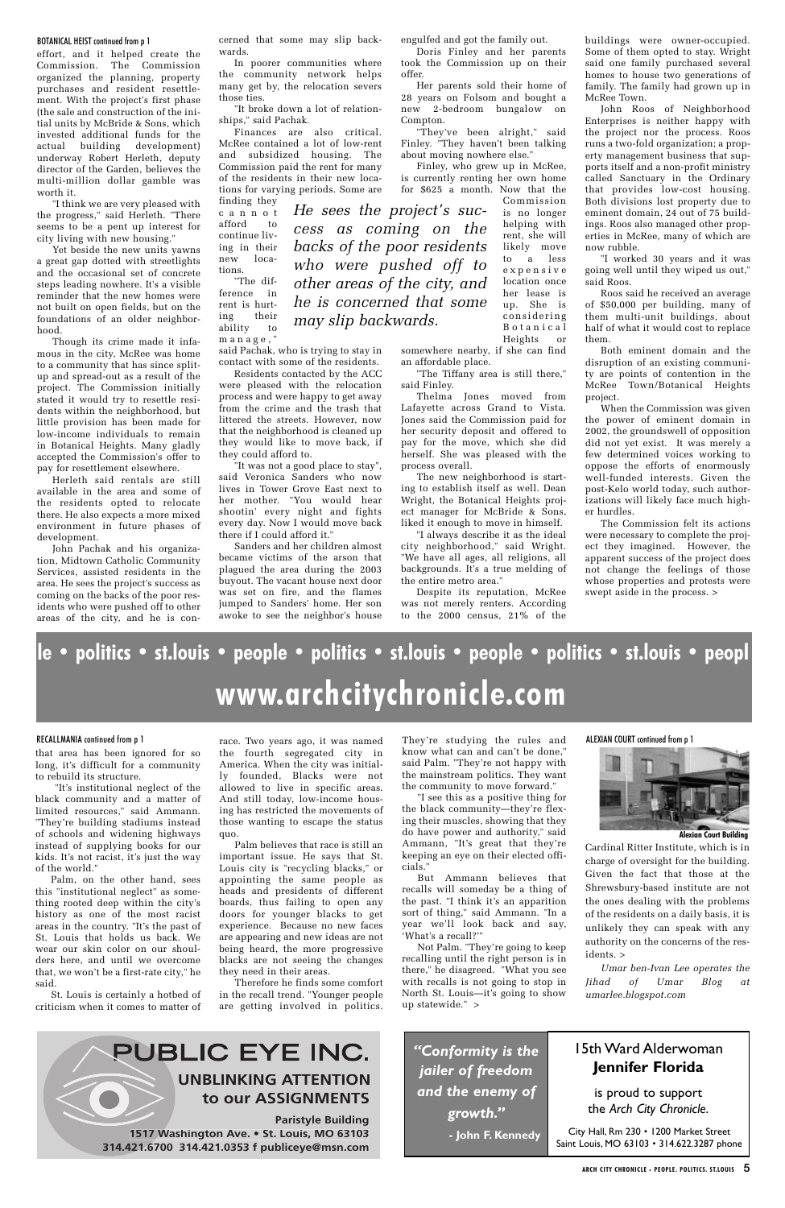BOTANICAL HEIST continued from p 1

effort, and it helped create the Commission. The Commission organized the planning, property purchases and resident resettlement. With the project's first phase (the sale and construction of the initial units by McBride & Sons, which invested additional funds for the actual building development) underway Robert Herleth, deputy director of the Garden, believes the multi-million dollar gamble was worth it.

"I think we are very pleased with the progress," said Herleth. "There seems to be a pent up interest for city living with new housing."

Yet beside the new units yawns a great gap dotted with streetlights and the occasional set of concrete steps leading nowhere. It's a visible reminder that the new homes were not built on open fields, but on the foundations of an older neighborhood.

Though its crime made it infamous in the city, McRee was home to a community that has since split-up and spread-out as a result of the project. The Commission initially stated it would try to resettle residents within the neighborhood, but little provision has been made for low-income individuals to remain in Botanical Heights. Many gladly accepted the Commission's offer to pay for resettlement elsewhere.

Herleth said rentals are still available in the area and some of the residents opted to relocate there. He also expects a more mixed environment in future phases of development.

John Pachak and his organization, Midtown Catholic Community Services, assisted residents in the area. He sees the project's success as coming on the backs of the poor residents who were pushed off to other areas of the city, and he is concerned that some may slip backwards.

In poorer communities where the community network helps many get by, the relocation severs those ties.

"It broke down a lot of relationships," said Pachak.

Finances are also critical. McRee contained a lot of low-rent and subsidized housing. The Commission paid the rent for many of the residents in their new locations for varying periods. Some are finding they cannot afford to continue living in their new locations.

*He sees the project's success as coming on the backs of the poor residents who were pushed off to other areas of the city, and he is concerned that some may slip backwards.*

"The difference in rent is hurting their ability to manage," said Pachak, who is trying to stay in contact with some of the residents.

Residents contacted by the ACC were pleased with the relocation process and were happy to get away from the crime and the trash that littered the streets. However, now that the neighborhood is cleaned up they would like to move back, if they could afford to.

"It was not a good place to stay", said Veronica Sanders who now lives in Tower Grove East next to her mother. "You would hear shootin' every night and fights every day. Now I would move back there if I could afford it."

Sanders and her children almost became victims of the arson that plagued the area during the 2003 buyout. The vacant house next door was set on fire, and the flames jumped to Sanders' home. Her son awoke to see the neighbor's house engulfed and got the family out.

Doris Finley and her parents took the Commission up on their offer.

Her parents sold their home of 28 years on Folsom and bought a new 2-bedroom bungalow on Compton.

"They've been alright," said Finley. "They haven't been talking about moving nowhere else."

Finley, who grew up in McRee, is currently renting her own home for $625 a month. Now that the Commission is no longer helping with rent, she will likely move to a less expensive location once her lease is up. She is considering Botanical Heights or somewhere nearby, if she can find an affordable place.

"The Tiffany area is still there," said Finley.

Thelma Jones moved from Lafayette across Grand to Vista. Jones said the Commission paid for her security deposit and offered to pay for the move, which she did herself. She was pleased with the process overall.

The new neighborhood is starting to establish itself as well. Dean Wright, the Botanical Heights project manager for McBride & Sons, liked it enough to move in himself.

"I always describe it as the ideal city neighborhood," said Wright. "We have all ages, all religions, all backgrounds. It's a true melding of the entire metro area."

Despite its reputation, McRee was not merely renters. According to the 2000 census, 21% of the buildings were owner-occupied. Some of them opted to stay. Wright said one family purchased several homes to house two generations of family. The family had grown up in McRee Town.

John Roos of Neighborhood Enterprises is neither happy with the project nor the process. Roos runs a two-fold organization; a property management business that supports itself and a non-profit ministry called Sanctuary in the Ordinary that provides low-cost housing. Both divisions lost property due to eminent domain, 24 out of 75 buildings. Roos also managed other properties in McRee, many of which are now rubble.

"I worked 30 years and it was going well until they wiped us out," said Roos.

Roos said he received an average of $50,000 per building, many of them multi-unit buildings, about half of what it would cost to replace them.

Both eminent domain and the disruption of an existing community are points of contention in the McRee Town/Botanical Heights project.

When the Commission was given the power of eminent domain in 2002, the groundswell of opposition did not yet exist. It was merely a few determined voices working to oppose the efforts of enormously well-funded interests. Given the post-Kelo world today, such authorizations will likely face much higher hurdles.

The Commission felt its actions were necessary to complete the project they imagined. However, the apparent success of the project does not change the feelings of those whose properties and protests were swept aside in the process. >

**le • politics • st.louis • people • politics • st.louis • people • politics • st.louis • peopl**

**www.archcitychronicle.com**

RECALLMANIA continued from p 1

that area has been ignored for so long, it's difficult for a community to rebuild its structure.

"It's institutional neglect of the black community and a matter of limited resources," said Ammann. "They're building stadiums instead of schools and widening highways instead of supplying books for our kids. It's not racist, it's just the way of the world."

Palm, on the other hand, sees this "institutional neglect" as something rooted deep within the city's history as one of the most racist areas in the country. "It's the past of St. Louis that holds us back. We wear our skin color on our shoulders here, and until we overcome that, we won't be a first-rate city," he said.

St. Louis is certainly a hotbed of criticism when it comes to matter of race. Two years ago, it was named the fourth segregated city in America. When the city was initially founded, Blacks were not allowed to live in specific areas. And still today, low-income housing has restricted the movements of those wanting to escape the status quo.

Palm believes that race is still an important issue. He says that St. Louis city is "recycling blacks," or appointing the same people as heads and presidents of different boards, thus failing to open any doors for younger blacks to get experience. Because no new faces are appearing and new ideas are not being heard, the more progressive blacks are not seeing the changes they need in their areas.

Therefore he finds some comfort in the recall trend. "Younger people are getting involved in politics. They're studying the rules and know what can and can't be done," said Palm. "They're not happy with the mainstream politics. They want the community to move forward."

"I see this as a positive thing for the black community—they're flexing their muscles, showing that they do have power and authority," said Ammann, "It's great that they're keeping an eye on their elected officials."

But Ammann believes that recalls will someday be a thing of the past. "I think it's an apparition sort of thing," said Ammann. "In a year we'll look back and say, 'What's a recall?'"

Not Palm. "They're going to keep recalling until the right person is in there," he disagreed. "What you see with recalls is not going to stop in North St. Louis—it's going to show up statewide." >

ALEXIAN COURT continued from p 1

Alexian Court Building

Cardinal Ritter Institute, which is in charge of oversight for the building. Given the fact that those at the Shrewsbury-based institute are not the ones dealing with the problems of the residents on a daily basis, it is unlikely they can speak with any authority on the concerns of the residents. >

*Umar ben-Ivan Lee operates the Jihad of Umar Blog at umarlee.blogspot.com*

**PUBLIC EYE INC.**

**UNBLINKING ATTENTION to our ASSIGNMENTS**

**Paristyle Building**
**1517 Washington Ave. • St. Louis, MO 63103**
**314.421.6700 314.421.0353 f publiceye@msn.com**

***"Conformity is the jailer of freedom and the enemy of growth."***
***- John F. Kennedy***

15th Ward Alderwoman
**Jennifer Florida**

is proud to support the *Arch City Chronicle.*

City Hall, Rm 230 • 1200 Market Street
Saint Louis, MO 63103 • 314.622.3287 phone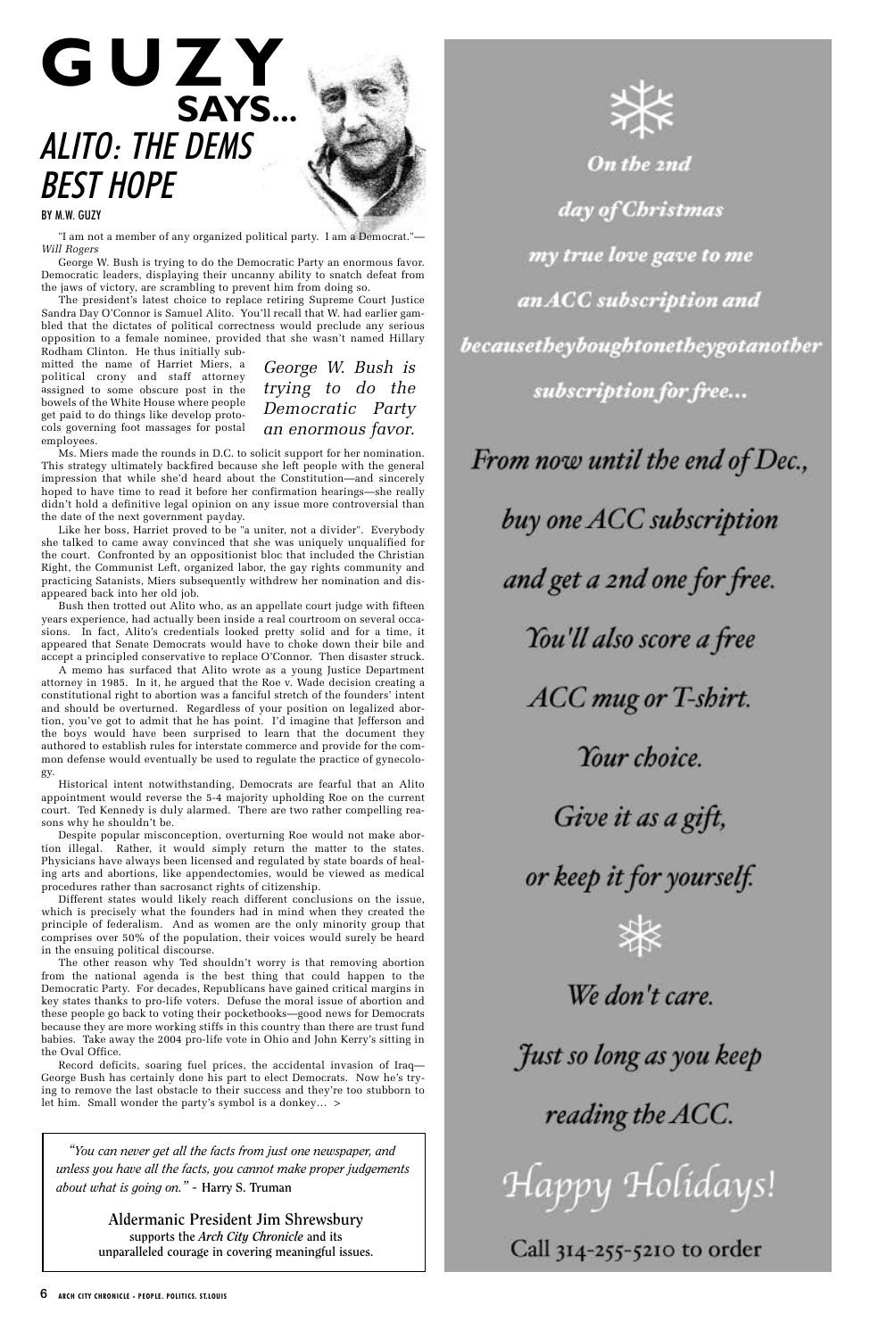# GUZY SAYS...

## ALITO: THE DEMS BEST HOPE

BY M.W. GUZY

"I am not a member of any organized political party. I am a Democrat."— *Will Rogers*

George W. Bush is trying to do the Democratic Party an enormous favor. Democratic leaders, displaying their uncanny ability to snatch defeat from the jaws of victory, are scrambling to prevent him from doing so.

The president's latest choice to replace retiring Supreme Court Justice Sandra Day O'Connor is Samuel Alito. You'll recall that W. had earlier gambled that the dictates of political correctness would preclude any serious opposition to a female nominee, provided that she wasn't named Hillary Rodham Clinton. He thus initially submitted the name of Harriet Miers, a political crony and staff attorney assigned to some obscure post in the bowels of the White House where people get paid to do things like develop protocols governing foot massages for postal employees.

*George W. Bush is trying to do the Democratic Party an enormous favor.*

Ms. Miers made the rounds in D.C. to solicit support for her nomination. This strategy ultimately backfired because she left people with the general impression that while she'd heard about the Constitution—and sincerely hoped to have time to read it before her confirmation hearings—she really didn't hold a definitive legal opinion on any issue more controversial than the date of the next government payday.

Like her boss, Harriet proved to be "a uniter, not a divider". Everybody she talked to came away convinced that she was uniquely unqualified for the court. Confronted by an oppositionist bloc that included the Christian Right, the Communist Left, organized labor, the gay rights community and practicing Satanists, Miers subsequently withdrew her nomination and disappeared back into her old job.

Bush then trotted out Alito who, as an appellate court judge with fifteen years experience, had actually been inside a real courtroom on several occasions. In fact, Alito's credentials looked pretty solid and for a time, it appeared that Senate Democrats would have to choke down their bile and accept a principled conservative to replace O'Connor. Then disaster struck.

A memo has surfaced that Alito wrote as a young Justice Department attorney in 1985. In it, he argued that the Roe v. Wade decision creating a constitutional right to abortion was a fanciful stretch of the founders' intent and should be overturned. Regardless of your position on legalized abortion, you've got to admit that he has point. I'd imagine that Jefferson and the boys would have been surprised to learn that the document they authored to establish rules for interstate commerce and provide for the common defense would eventually be used to regulate the practice of gynecology.

Historical intent notwithstanding, Democrats are fearful that an Alito appointment would reverse the 5-4 majority upholding Roe on the current court. Ted Kennedy is duly alarmed. There are two rather compelling reasons why he shouldn't be.

Despite popular misconception, overturning Roe would not make abortion illegal. Rather, it would simply return the matter to the states. Physicians have always been licensed and regulated by state boards of healing arts and abortions, like appendectomies, would be viewed as medical procedures rather than sacrosanct rights of citizenship.

Different states would likely reach different conclusions on the issue, which is precisely what the founders had in mind when they created the principle of federalism. And as women are the only minority group that comprises over 50% of the population, their voices would surely be heard in the ensuing political discourse.

The other reason why Ted shouldn't worry is that removing abortion from the national agenda is the best thing that could happen to the Democratic Party. For decades, Republicans have gained critical margins in key states thanks to pro-life voters. Defuse the moral issue of abortion and these people go back to voting their pocketbooks—good news for Democrats because they are more working stiffs in this country than there are trust fund babies. Take away the 2004 pro-life vote in Ohio and John Kerry's sitting in the Oval Office.

Record deficits, soaring fuel prices, the accidental invasion of Iraq—George Bush has certainly done his part to elect Democrats. Now he's trying to remove the last obstacle to their success and they're too stubborn to let him. Small wonder the party's symbol is a donkey... >

---

*"You can never get all the facts from just one newspaper, and unless you have all the facts, you cannot make proper judgements about what is going on."* - Harry S. Truman

Aldermanic President Jim Shrewsbury supports the *Arch City Chronicle* and its unparalleled courage in covering meaningful issues.

---

*On the 2nd day of Christmas my true love gave to me an ACC subscription and becausetheyboughtonetheygotanother subscription for free...*

From now until the end of Dec., buy one ACC subscription and get a 2nd one for free. You'll also score a free ACC mug or T-shirt. Your choice. Give it as a gift, or keep it for yourself.

We don't care. Just so long as you keep reading the ACC.

Happy Holidays!

Call 314-255-5210 to order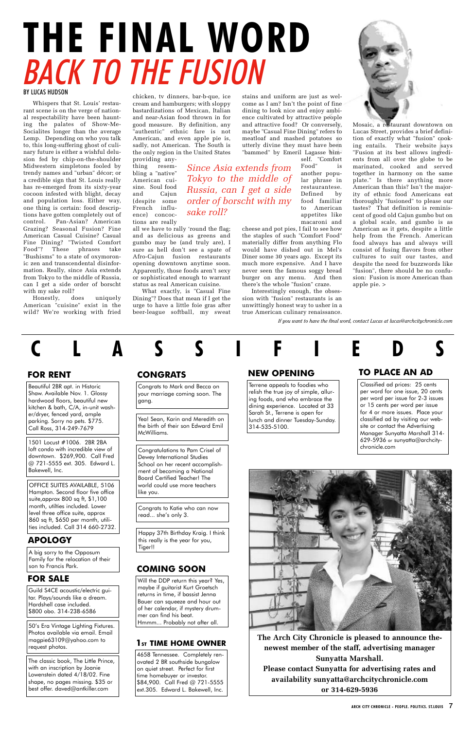# THE FINAL WORD

## *BACK TO THE FUSION*

BY LUCAS HUDSON

Whispers that St. Louis' restaurant scene is on the verge of national respectability have been haunting the palates of Show-Me-Socialites longer than the average Lemp. Depending on who you talk to, this long-suffering ghost of culinary future is either a wishful delusion fed by chip-on-the-shoulder Midwestern simpletons fooled by trendy names and "urban" décor; or a credible sign that St. Louis really has re-emerged from its sixty-year cocoon infested with blight, decay and population loss. Either way, one thing is certain: food descriptions have gotten completely out of control. Pan-Asian? American Grazing? Seasonal Fusion? Fine American Casual Cuisine? Casual Fine Dining? "Twisted Comfort Food"? These phrases take "Bushisms" to a state of oxymoronic zen and transcendental disinformation. Really, since Asia extends from Tokyo to the middle of Russia, can I get a side order of borscht with my sake roll?

Honestly, does uniquely American "cuisine" exist in the wild? We're working with fried chicken, tv dinners, bar-b-que, ice cream and hamburgers; with sloppy bastardizations of Mexican, Italian and near-Asian food thrown in for good measure. By definition, any "authentic" ethnic fare is not American, and even apple pie is, sadly, not American. The South is the only region in the United States providing anything resembling a "native" American cuisine. Soul food and Cajun (despite some French influence) concoctions are really all we have to rally 'round the flag; and as delicious as greens and gumbo may be (and truly are), I sure as hell don't see a spate of Afro-Cajun fusion restaurants opening downtown anytime soon. Apparently, those foods aren't sexy or sophisticated enough to warrant status as real American cuisine.

*Since Asia extends from Tokyo to the middle of Russia, can I get a side order of borscht with my sake roll?*

What exactly, is "Casual Fine Dining"? Does that mean if I get the urge to have a little foie gras after beer-league softball, my sweat stains and uniform are just as welcome as I am? Isn't the point of fine dining to look nice and enjoy ambience cultivated by attractive people and attractive food? Or conversely, maybe "Casual Fine Dining" refers to meatloaf and mashed potatoes so utterly divine they must have been "bammed" by Emeril Lagasse himself. "Comfort Food" is another popular phrase in restaurantese. Defined by food familiar to American appetites like macaroni and cheese and pot pies, I fail to see how the staples of such "Comfort Food" materially differ from anything Flo would have dished out in Mel's Diner some 30 years ago. Except its much more expensive. And I have never seen the famous soggy bread burger on any menu. And then there's the whole "fusion" craze.

Interestingly enough, the obsession with "fusion" restaurants is an unwittingly honest way to usher in a true American culinary renaissance. Mosaic, a restaurant downtown on Lucas Street, provides a brief definition of exactly what "fusion" cooking entails. Their website says "Fusion at its best allows ingredients from all over the globe to be marinated, cooked and served together in harmony on the same plate." Is there anything more American than this? Isn't the majority of ethnic food Americans eat thoroughly "fusioned" to please our tastes? That definition is reminiscent of good old Cajun gumbo but on a global scale, and gumbo is as American as it gets, despite a little help from the French. American food always has and always will consist of fusing flavors from other cultures to suit our tastes, and despite the need for buzzwords like "fusion", there should be no confusion: Fusion is more American than apple pie. >

*If you want to have the final word, contact Lucas at lucas@archcitychronicle.com*

# CLASSIFIEDS

## FOR RENT

Beautiful 2BR apt. in Historic Shaw. Available Nov. 1. Glossy hardwood floors, beautiful new kitchen & bath, C/A, in-unit washer/dryer, fenced yard, ample parking. Sorry no pets. $775. Call Ross, 314-249-7679

1501 Locust #1006. 2BR 2BA loft condo with incredible view of downtown. $269,900. Call Fred @ 721-5555 ext. 305. Edward L. Bakewell, Inc.

OFFICE SUITES AVAILABLE, 5106 Hampton. Second floor five office suite,approx 800 sq ft, $1,100 month, utilities included. Lower level three office suite, approx 860 sq ft, $650 per month, utilities included. Call 314 660-2732.

## APOLOGY

A big sorry to the Opposum Family for the relocation of their son to Francis Park.

## FOR SALE

Guild S4CE acoustic/electric guitar. Plays/sounds like a dream. Hardshell case included. $800 obo. 314-238-6586

50's Era Vintage Lighting Fixtures. Photos available via email. Email magpie63109@yahoo.com to request photos.

The classic book, The Little Prince, with an inscription by Joanie Lowenstein dated 4/18/02. Fine shape, no pages missing. $35 or best offer. daved@antkiller.com

## CONGRATS

Congrats to Mark and Becca on your marriage coming soon. The gang.

Yea! Sean, Karin and Meredith on the birth of their son Edward Emil McWilliams.

Congratulations to Pam Crisel of Dewey International Studies School on her recent accomplishment of becoming a National Board Certified Teacher! The world could use more teachers like you.

Congrats to Katie who can now read... she's only 3.

Happy 37th Birthday Kraig. I think this really is the year for you, Tiger!!

## COMING SOON

Will the DDP return this year? Yes, maybe if guitarist Kurt Groetsch returns in time, if bassist Jenna Bauer can squeeze and hour out of her calendar, if mystery drummer can find his beat. Hmmm... Probably not after all.

## 1ST TIME HOME OWNER

4658 Tennessee. Completely renovated 2 BR southside bungalow on quiet street. Perfect for first time homebuyer or investor. $84,900. Call Fred @ 721-5555 ext.305. Edward L. Bakewell, Inc.

## NEW OPENING

Terrene appeals to foodies who relish the true joy of simple, alluring foods, and who embrace the dining experience. Located at 33 Sarah St., Terrene is open for lunch and dinner Tuesday-Sunday. 314-535-5100.

## TO PLACE AN AD

Classified ad prices: 25 cents per word for one issue, 20 cents per word per issue for 2-3 issues or 15 cents per word per issue for 4 or more issues. Place your classified ad by visiting our website or contact the Advertising Manager Sunyatta Marshall 314-629-5936 or sunyatta@archcitychronicle.com

**The Arch City Chronicle is pleased to announce the newest member of the staff, advertising manager Sunyatta Marshall.**
**Please contact Sunyatta for advertising rates and availability sunyatta@archcitychronicle.com or 314-629-5936**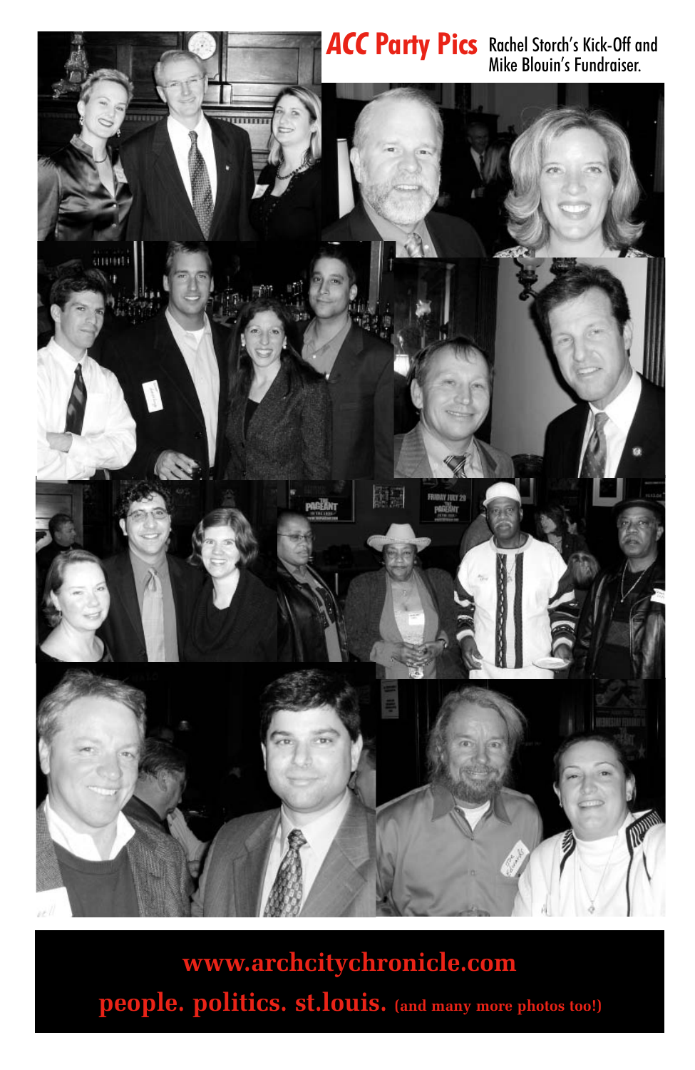# ACC Party Pics

Rachel Storch's Kick-Off and Mike Blouin's Fundraiser.

www.archcitychronicle.com

people. politics. st.louis. (and many more photos too!)